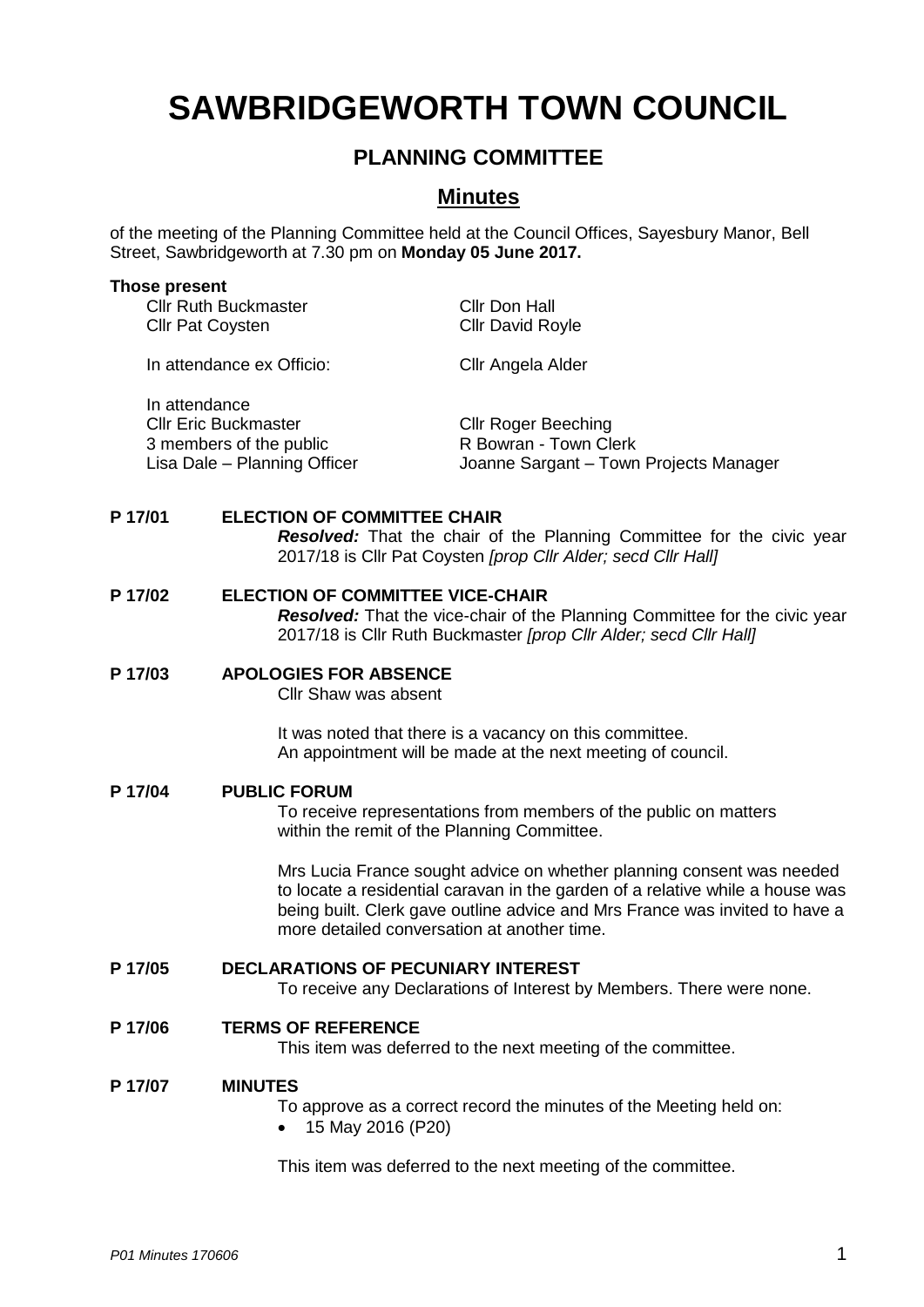# SAWBRIDGEWORTH TOWN COUNCIL

## PLANNING COMMITTEE

## Minutes

of the meeting of the Planning Committee held at the Council Offices, Sayesbury Manor, Bell Street, Sawbridgeworth at 7.30 pm on **Monday 05 June 2017.**

**Those present**

| | |
|---|---|
| Cllr Ruth Buckmaster | Cllr Don Hall |
| Cllr Pat Coysten | Cllr David Royle |

In attendance ex Officio: Cllr Angela Alder

In attendance

| | |
|---|---|
| Cllr Eric Buckmaster | Cllr Roger Beeching |
| 3 members of the public | R Bowran - Town Clerk |
| Lisa Dale – Planning Officer | Joanne Sargant – Town Projects Manager |

**P 17/01 ELECTION OF COMMITTEE CHAIR**

***Resolved:*** That the chair of the Planning Committee for the civic year 2017/18 is Cllr Pat Coysten *[prop Cllr Alder; secd Cllr Hall]*

**P 17/02 ELECTION OF COMMITTEE VICE-CHAIR**

***Resolved:*** That the vice-chair of the Planning Committee for the civic year 2017/18 is Cllr Ruth Buckmaster *[prop Cllr Alder; secd Cllr Hall]*

**P 17/03 APOLOGIES FOR ABSENCE**

Cllr Shaw was absent

It was noted that there is a vacancy on this committee.
An appointment will be made at the next meeting of council.

**P 17/04 PUBLIC FORUM**

To receive representations from members of the public on matters within the remit of the Planning Committee.

Mrs Lucia France sought advice on whether planning consent was needed to locate a residential caravan in the garden of a relative while a house was being built. Clerk gave outline advice and Mrs France was invited to have a more detailed conversation at another time.

**P 17/05 DECLARATIONS OF PECUNIARY INTEREST**

To receive any Declarations of Interest by Members. There were none.

**P 17/06 TERMS OF REFERENCE**

This item was deferred to the next meeting of the committee.

**P 17/07 MINUTES**

To approve as a correct record the minutes of the Meeting held on:

- 15 May 2016 (P20)

This item was deferred to the next meeting of the committee.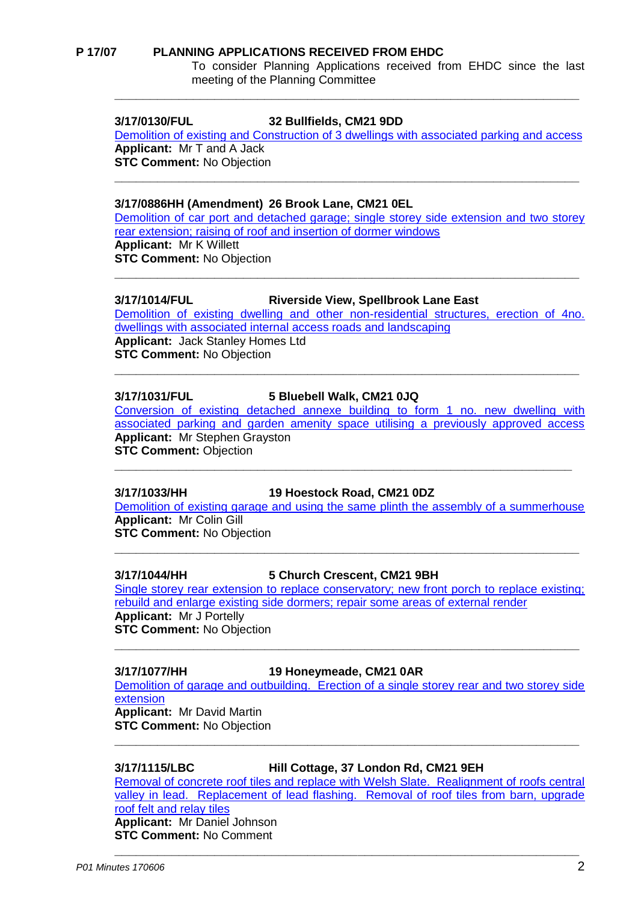**P 17/07 PLANNING APPLICATIONS RECEIVED FROM EHDC**

To consider Planning Applications received from EHDC since the last meeting of the Planning Committee

---

**3/17/0130/FUL 32 Bullfields, CM21 9DD**

Demolition of existing and Construction of 3 dwellings with associated parking and access

**Applicant:** Mr T and A Jack

**STC Comment:** No Objection

---

**3/17/0886HH (Amendment) 26 Brook Lane, CM21 0EL**

Demolition of car port and detached garage; single storey side extension and two storey rear extension; raising of roof and insertion of dormer windows

**Applicant:** Mr K Willett

**STC Comment:** No Objection

---

**3/17/1014/FUL Riverside View, Spellbrook Lane East**

Demolition of existing dwelling and other non-residential structures, erection of 4no. dwellings with associated internal access roads and landscaping

**Applicant:** Jack Stanley Homes Ltd

**STC Comment:** No Objection

---

**3/17/1031/FUL 5 Bluebell Walk, CM21 0JQ**

Conversion of existing detached annexe building to form 1 no. new dwelling with associated parking and garden amenity space utilising a previously approved access

**Applicant:** Mr Stephen Grayston

**STC Comment:** Objection

---

**3/17/1033/HH 19 Hoestock Road, CM21 0DZ**

Demolition of existing garage and using the same plinth the assembly of a summerhouse

**Applicant:** Mr Colin Gill

**STC Comment:** No Objection

---

**3/17/1044/HH 5 Church Crescent, CM21 9BH**

Single storey rear extension to replace conservatory; new front porch to replace existing; rebuild and enlarge existing side dormers; repair some areas of external render

**Applicant:** Mr J Portelly

**STC Comment:** No Objection

---

**3/17/1077/HH 19 Honeymeade, CM21 0AR**

Demolition of garage and outbuilding. Erection of a single storey rear and two storey side extension

**Applicant:** Mr David Martin

**STC Comment:** No Objection

---

**3/17/1115/LBC Hill Cottage, 37 London Rd, CM21 9EH**

Removal of concrete roof tiles and replace with Welsh Slate. Realignment of roofs central valley in lead. Replacement of lead flashing. Removal of roof tiles from barn, upgrade roof felt and relay tiles

**Applicant:** Mr Daniel Johnson

**STC Comment:** No Comment

---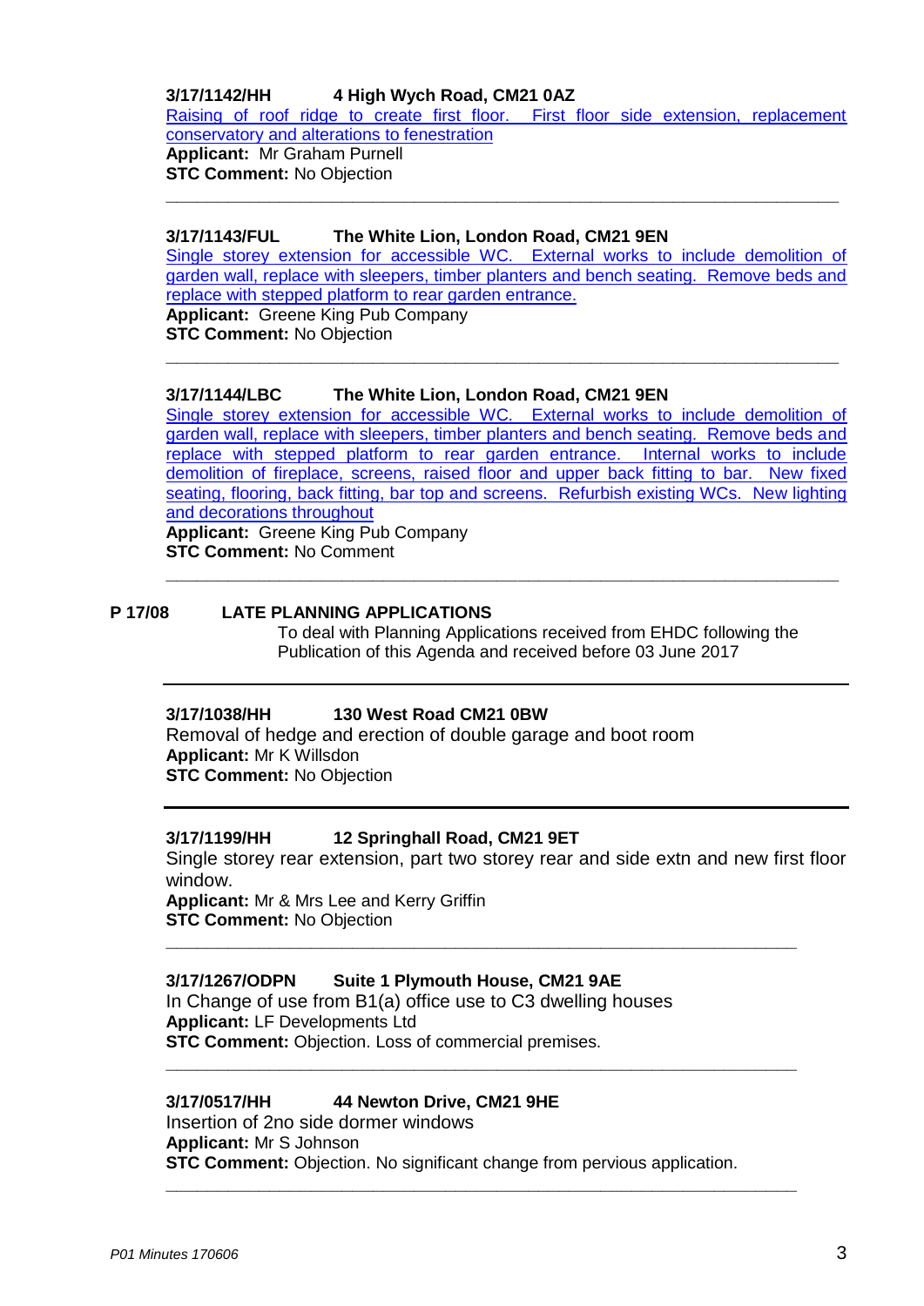**3/17/1142/HH    4 High Wych Road, CM21 0AZ**

Raising of roof ridge to create first floor. First floor side extension, replacement conservatory and alterations to fenestration

**Applicant:** Mr Graham Purnell

**STC Comment:** No Objection

---

**3/17/1143/FUL    The White Lion, London Road, CM21 9EN**

Single storey extension for accessible WC. External works to include demolition of garden wall, replace with sleepers, timber planters and bench seating. Remove beds and replace with stepped platform to rear garden entrance.

**Applicant:** Greene King Pub Company

**STC Comment:** No Objection

---

**3/17/1144/LBC    The White Lion, London Road, CM21 9EN**

Single storey extension for accessible WC. External works to include demolition of garden wall, replace with sleepers, timber planters and bench seating. Remove beds and replace with stepped platform to rear garden entrance. Internal works to include demolition of fireplace, screens, raised floor and upper back fitting to bar. New fixed seating, flooring, back fitting, bar top and screens. Refurbish existing WCs. New lighting and decorations throughout

**Applicant:** Greene King Pub Company

**STC Comment:** No Comment

---

## P 17/08    LATE PLANNING APPLICATIONS

To deal with Planning Applications received from EHDC following the Publication of this Agenda and received before 03 June 2017

---

**3/17/1038/HH    130 West Road CM21 0BW**

Removal of hedge and erection of double garage and boot room

**Applicant:** Mr K Willsdon

**STC Comment:** No Objection

---

**3/17/1199/HH    12 Springhall Road, CM21 9ET**

Single storey rear extension, part two storey rear and side extn and new first floor window.

**Applicant:** Mr & Mrs Lee and Kerry Griffin

**STC Comment:** No Objection

---

**3/17/1267/ODPN    Suite 1 Plymouth House, CM21 9AE**

In Change of use from B1(a) office use to C3 dwelling houses

**Applicant:** LF Developments Ltd

**STC Comment:** Objection. Loss of commercial premises.

---

**3/17/0517/HH    44 Newton Drive, CM21 9HE**

Insertion of 2no side dormer windows

**Applicant:** Mr S Johnson

**STC Comment:** Objection. No significant change from pervious application.

---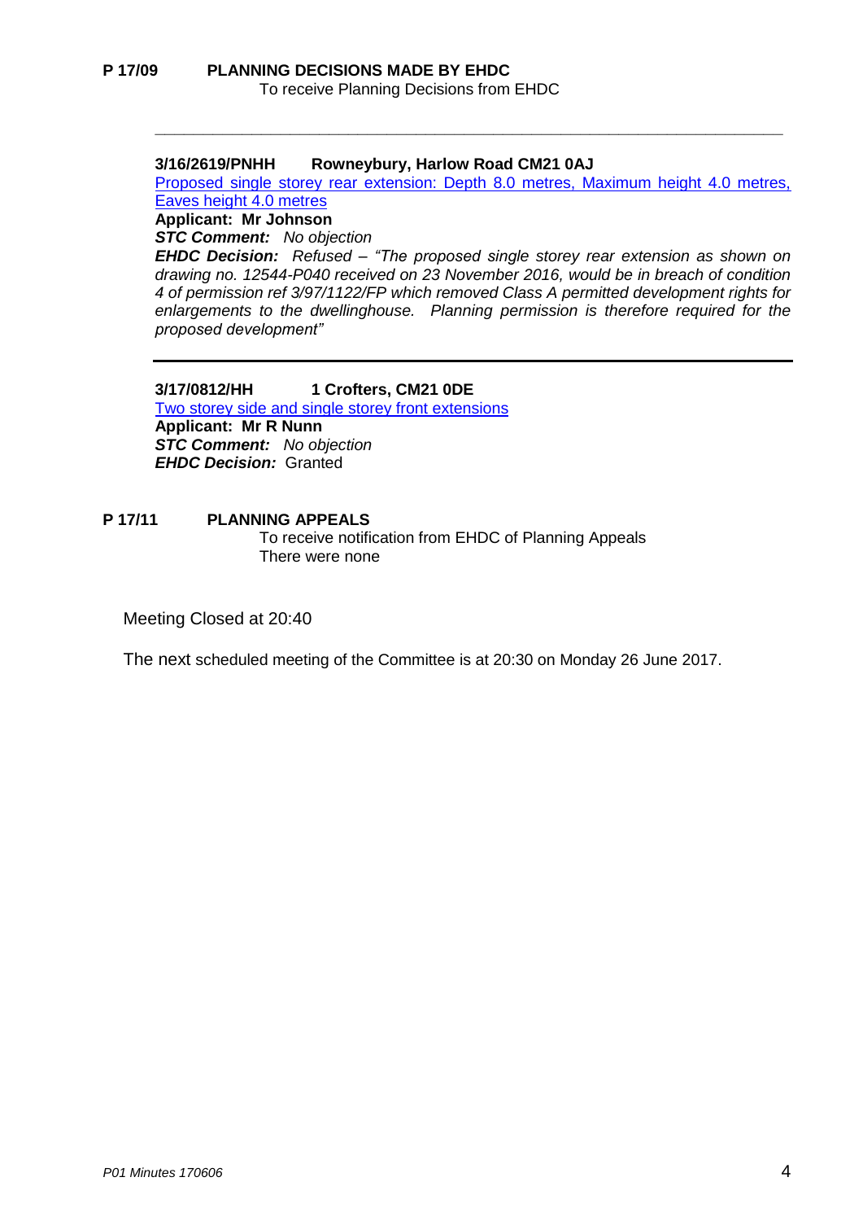**P 17/09 PLANNING DECISIONS MADE BY EHDC**

To receive Planning Decisions from EHDC

---

**3/16/2619/PNHH Rowneybury, Harlow Road CM21 0AJ**

Proposed single storey rear extension: Depth 8.0 metres, Maximum height 4.0 metres, Eaves height 4.0 metres

**Applicant: Mr Johnson**

***STC Comment:*** *No objection*

***EHDC Decision:*** *Refused – "The proposed single storey rear extension as shown on drawing no. 12544-P040 received on 23 November 2016, would be in breach of condition 4 of permission ref 3/97/1122/FP which removed Class A permitted development rights for enlargements to the dwellinghouse. Planning permission is therefore required for the proposed development"*

---

**3/17/0812/HH 1 Crofters, CM21 0DE**

Two storey side and single storey front extensions

**Applicant: Mr R Nunn**

***STC Comment:*** *No objection*

***EHDC Decision:*** Granted

**P 17/11 PLANNING APPEALS**

To receive notification from EHDC of Planning Appeals

There were none

Meeting Closed at 20:40

The next scheduled meeting of the Committee is at 20:30 on Monday 26 June 2017.